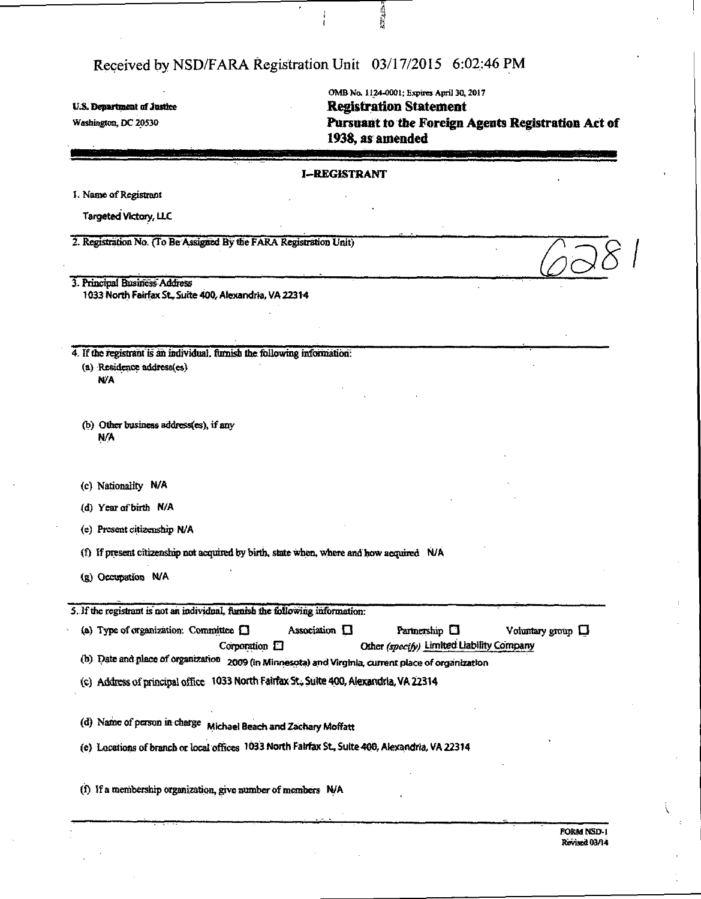Received by NSD/FARA Registration Unit 03/17/2015 6:02:46 PM

U.S. Department of Justice
Washington, DC 20530

OMB No. 1124-0001; Expires April 30, 2017

# Registration Statement
## Pursuant to the Foreign Agents Registration Act of 1938, as amended

### I—REGISTRANT

1. Name of Registrant

Targeted Victory, LLC

2. Registration No. (To Be Assigned By the FARA Registration Unit)

6281

3. Principal Business Address
1033 North Fairfax St., Suite 400, Alexandria, VA 22314

4. If the registrant is an individual, furnish the following information:
   - (a) Residence address(es)
     N/A
   - (b) Other business address(es), if any
     N/A
   - (c) Nationality N/A
   - (d) Year of birth N/A
   - (e) Present citizenship N/A
   - (f) If present citizenship not acquired by birth, state when, where and how acquired N/A
   - (g) Occupation N/A

5. If the registrant is not an individual, furnish the following information:
   - (a) Type of organization: Committee ☐ Association ☐ Partnership ☐ Voluntary group ☐ Corporation ☐ Other *(specify)* Limited Liability Company
   - (b) Date and place of organization 2009 (in Minnesota) and Virginia, current place of organization
   - (c) Address of principal office 1033 North Fairfax St., Suite 400, Alexandria, VA 22314
   - (d) Name of person in charge Michael Beach and Zachary Moffatt
   - (e) Locations of branch or local offices 1033 North Fairfax St., Suite 400, Alexandria, VA 22314
   - (f) If a membership organization, give number of members N/A

FORM NSD-1
Revised 03/14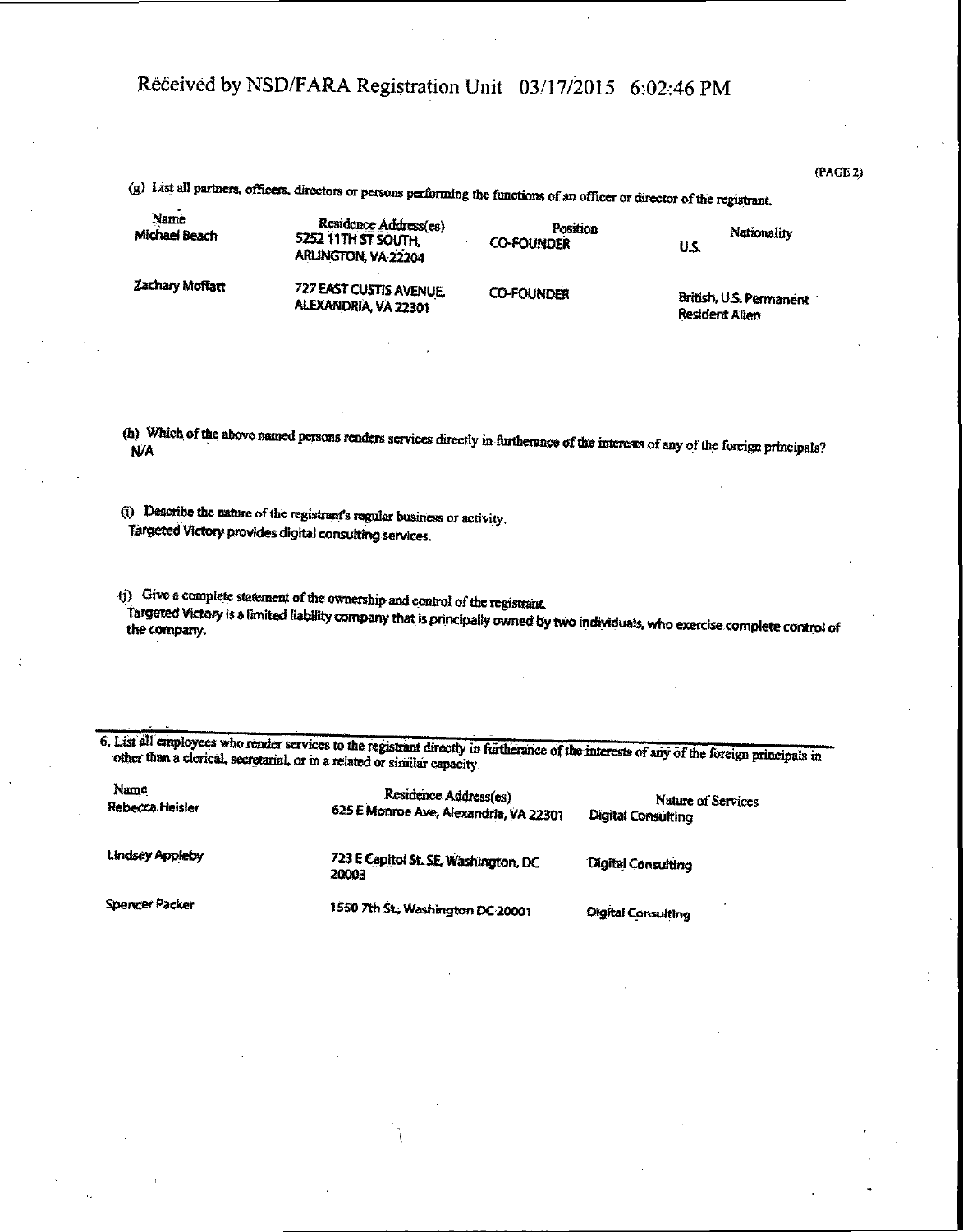Received by NSD/FARA Registration Unit 03/17/2015 6:02:46 PM

(PAGE 2)

(g) List all partners, officers, directors or persons performing the functions of an officer or director of the registrant.

| Name | Residence Address(es) | Position | Nationality |
|---|---|---|---|
| Michael Beach | 5252 11TH ST SOUTH, ARLINGTON, VA 22204 | CO-FOUNDER | U.S. |
| Zachary Moffatt | 727 EAST CUSTIS AVENUE, ALEXANDRIA, VA 22301 | CO-FOUNDER | British, U.S. Permanent Resident Alien |

(h) Which of the above named persons renders services directly in furtherance of the interests of any of the foreign principals?
N/A

(i) Describe the nature of the registrant's regular business or activity.
Targeted Victory provides digital consulting services.

(j) Give a complete statement of the ownership and control of the registrant.
Targeted Victory is a limited liability company that is principally owned by two individuals, who exercise complete control of the company.

6. List all employees who render services to the registrant directly in furtherance of the interests of any of the foreign principals in other than a clerical, secretarial, or in a related or similar capacity.

| Name | Residence Address(es) | Nature of Services |
|---|---|---|
| Rebecca Heisler | 625 E Monroe Ave, Alexandria, VA 22301 | Digital Consulting |
| Lindsey Appleby | 723 E Capitol St. SE, Washington, DC 20003 | Digital Consulting |
| Spencer Packer | 1550 7th St., Washington DC 20001 | Digital Consulting |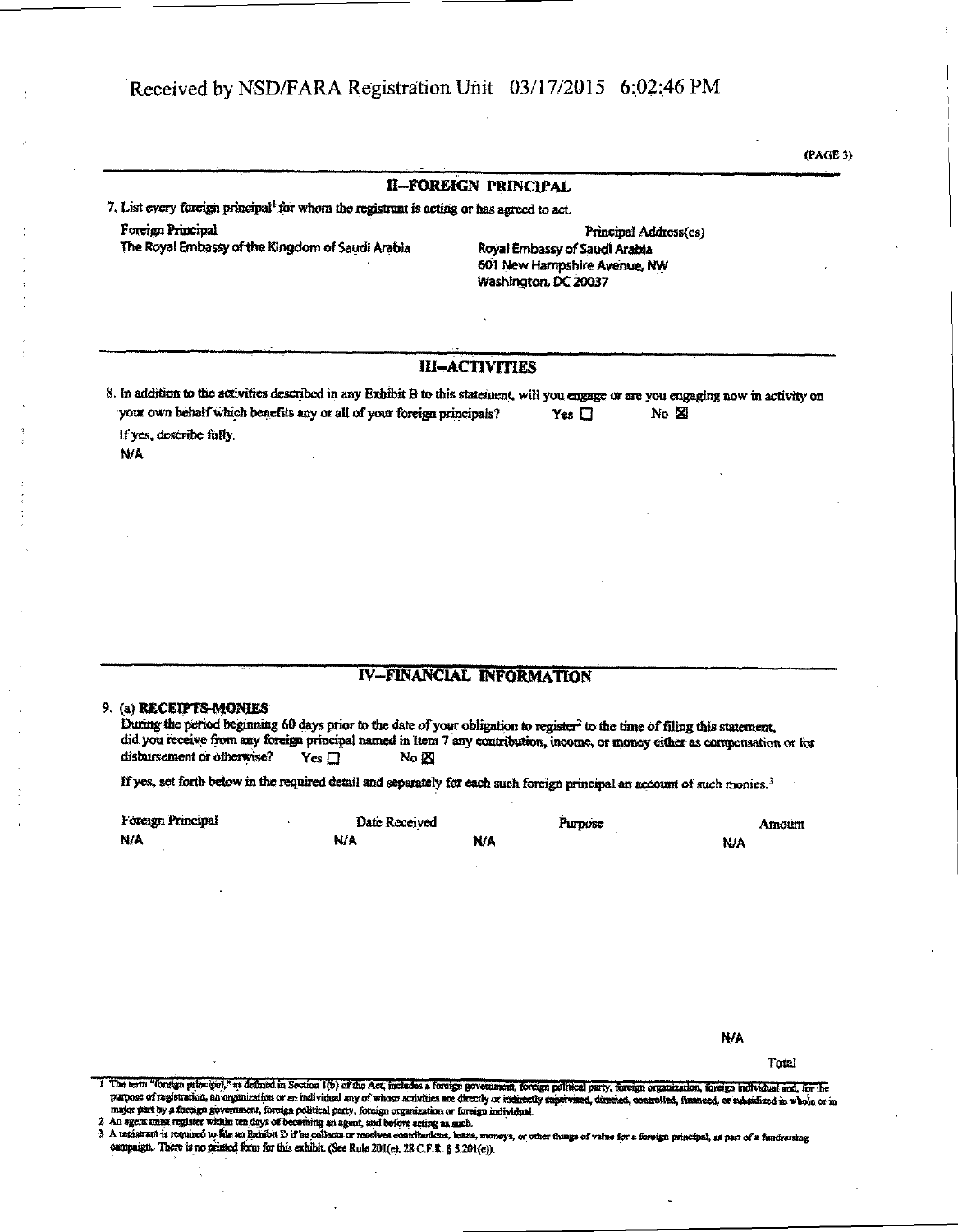## II--FOREIGN PRINCIPAL

7. List every foreign principal[1] for whom the registrant is acting or has agreed to act.

| Foreign Principal | Principal Address(es) |
|---|---|
| The Royal Embassy of the Kingdom of Saudi Arabia | Royal Embassy of Saudi Arabia<br>601 New Hampshire Avenue, NW<br>Washington, DC 20037 |

## III--ACTIVITIES

8. In addition to the activities described in any Exhibit B to this statement, will you engage or are you engaging now in activity on your own behalf which benefits any or all of your foreign principals? Yes ☐ No ☒

If yes, describe fully.

N/A

## IV--FINANCIAL INFORMATION

9. (a) **RECEIPTS-MONIES**

During the period beginning 60 days prior to the date of your obligation to register[2] to the time of filing this statement, did you receive from any foreign principal named in Item 7 any contribution, income, or money either as compensation or for disbursement or otherwise? Yes ☐ No ☒

If yes, set forth below in the required detail and separately for each such foreign principal an account of such monies.[3]

| Foreign Principal | Date Received | Purpose | Amount |
|---|---|---|---|
| N/A | N/A | N/A | N/A |

N/A

Total

---

1 The term "foreign principal," as defined in Section 1(b) of the Act, includes a foreign government, foreign political party, foreign organization, foreign individual and, for the purpose of registration, an organization or an individual any of whose activities are directly or indirectly supervised, directed, controlled, financed, or subsidized in whole or in major part by a foreign government, foreign political party, foreign organization or foreign individual.

2 An agent must register within ten days of becoming an agent, and before acting as such.

3 A registrant is required to file an Exhibit D if he collects or receives contributions, loans, moneys, or other things of value for a foreign principal, as part of a fundraising campaign. There is no printed form for this exhibit. (See Rule 201(e), 28 C.F.R. § 5.201(e)).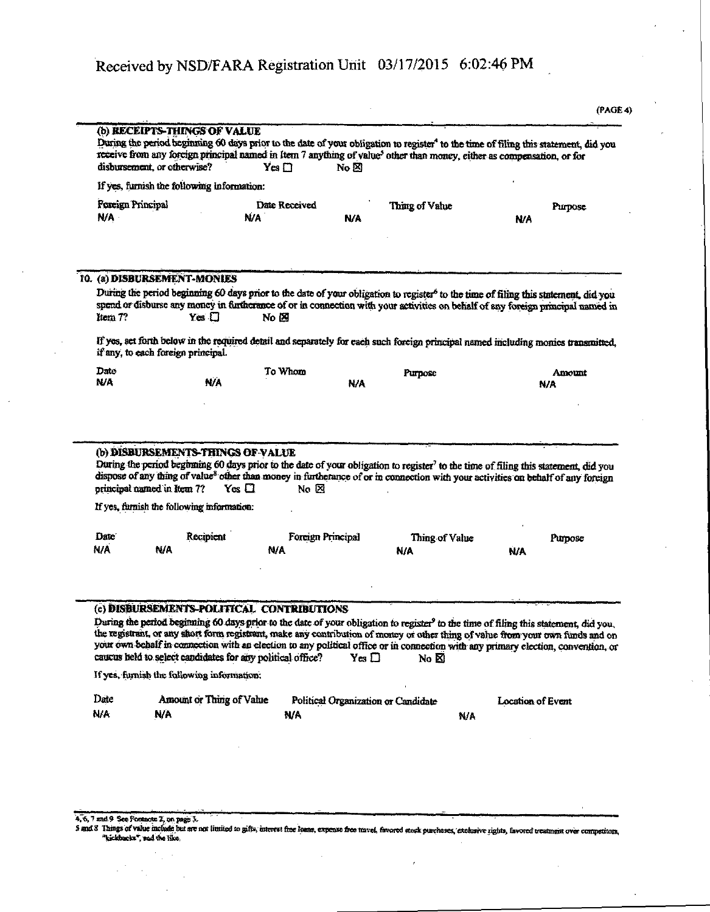Received by NSD/FARA Registration Unit 03/17/2015 6:02:46 PM

(PAGE 4)

**(b) RECEIPTS-THINGS OF VALUE**

During the period beginning 60 days prior to the date of your obligation to register[4] to the time of filing this statement, did you receive from any foreign principal named in Item 7 anything of value[5] other than money, either as compensation, or for disbursement, or otherwise? Yes ☐ No ☒

If yes, furnish the following information:

| Foreign Principal | Date Received | Thing of Value | Purpose |
|---|---|---|---|
| N/A | N/A | N/A | N/A |

**10. (a) DISBURSEMENT-MONIES**

During the period beginning 60 days prior to the date of your obligation to register[6] to the time of filing this statement, did you spend or disburse any money in furtherance of or in connection with your activities on behalf of any foreign principal named in Item 7? Yes ☐ No ☒

If yes, set forth below in the required detail and separately for each such foreign principal named including monies transmitted, if any, to each foreign principal.

| Date | To Whom | Purpose | Amount |
|---|---|---|---|
| N/A | N/A | N/A | N/A |

**(b) DISBURSEMENTS-THINGS OF VALUE**

During the period beginning 60 days prior to the date of your obligation to register[7] to the time of filing this statement, did you dispose of any thing of value[8] other than money in furtherance of or in connection with your activities on behalf of any foreign principal named in Item 7? Yes ☐ No ☒

If yes, furnish the following information:

| Date | Recipient | Foreign Principal | Thing of Value | Purpose |
|---|---|---|---|---|
| N/A | N/A | N/A | N/A | N/A |

**(c) DISBURSEMENTS-POLITICAL CONTRIBUTIONS**

During the period beginning 60 days prior to the date of your obligation to register[9] to the time of filing this statement, did you, the registrant, or any short form registrant, make any contribution of money or other thing of value from your own funds and on your own behalf in connection with an election to any political office or in connection with any primary election, convention, or caucus held to select candidates for any political office? Yes ☐ No ☒

If yes, furnish the following information:

| Date | Amount or Thing of Value | Political Organization or Candidate | Location of Event |
|---|---|---|---|
| N/A | N/A | N/A | N/A |

4, 6, 7 and 9 See Footnote 2, on page 3.

5 and 8 Things of value include but are not limited to gifts, interest free loans, expense free travel, favored stock purchases, exclusive rights, favored treatment over competitors, "kickbacks", and the like.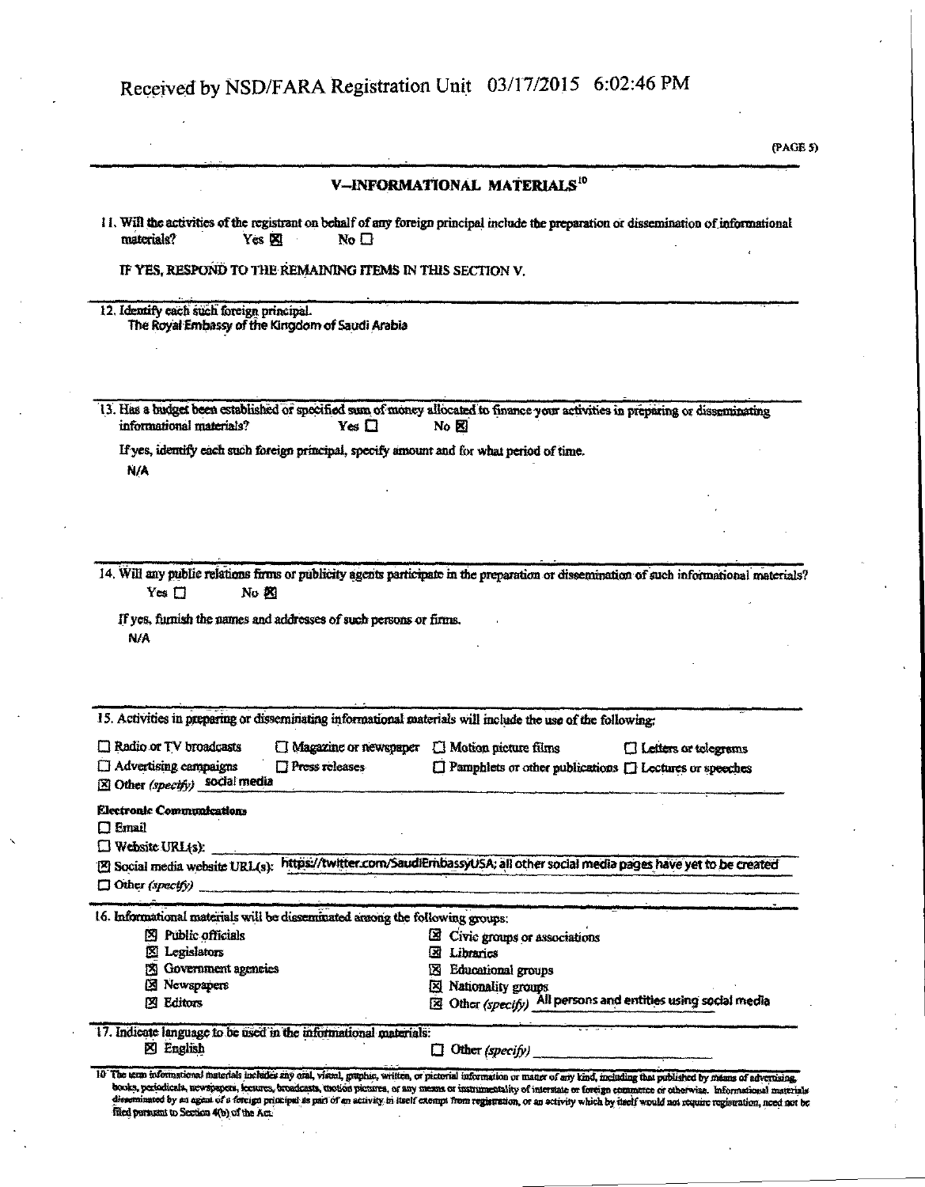Received by NSD/FARA Registration Unit 03/17/2015 6:02:46 PM

## V–INFORMATIONAL MATERIALS[10]

11. Will the activities of the registrant on behalf of any foreign principal include the preparation or dissemination of informational materials? Yes ☒ No ☐

IF YES, RESPOND TO THE REMAINING ITEMS IN THIS SECTION V.

12. Identify each such foreign principal.
The Royal Embassy of the Kingdom of Saudi Arabia

13. Has a budget been established or specified sum of money allocated to finance your activities in preparing or disseminating informational materials? Yes ☐ No ☒

If yes, identify each such foreign principal, specify amount and for what period of time.
N/A

14. Will any public relations firms or publicity agents participate in the preparation or dissemination of such informational materials? Yes ☐ No ☒

If yes, furnish the names and addresses of such persons or firms.
N/A

15. Activities in preparing or disseminating informational materials will include the use of the following:

☐ Radio or TV broadcasts ☐ Magazine or newspaper ☐ Motion picture films ☐ Letters or telegrams
☐ Advertising campaigns ☐ Press releases ☐ Pamphlets or other publications ☐ Lectures or speeches
☒ Other *(specify)* social media

**Electronic Communications**
☐ Email
☐ Website URL(s):
☒ Social media website URL(s): https://twitter.com/SaudiEmbassyUSA; all other social media pages have yet to be created
☐ Other *(specify)*

16. Informational materials will be disseminated among the following groups:

☒ Public officials ☒ Civic groups or associations
☒ Legislators ☒ Libraries
☒ Government agencies ☒ Educational groups
☒ Newspapers ☒ Nationality groups
☒ Editors ☒ Other *(specify)* All persons and entities using social media

17. Indicate language to be used in the informational materials:
☒ English ☐ Other *(specify)*

[10] The term informational materials includes any oral, visual, graphic, written, or pictorial information or matter of any kind, including that published by means of advertising, books, periodicals, newspapers, lectures, broadcasts, motion pictures, or any means or instrumentality of interstate or foreign commerce or otherwise. Informational materials disseminated by an agent of a foreign principal as part of an activity in itself exempt from registration, or an activity which by itself would not require registration, need not be filed pursuant to Section 4(b) of the Act.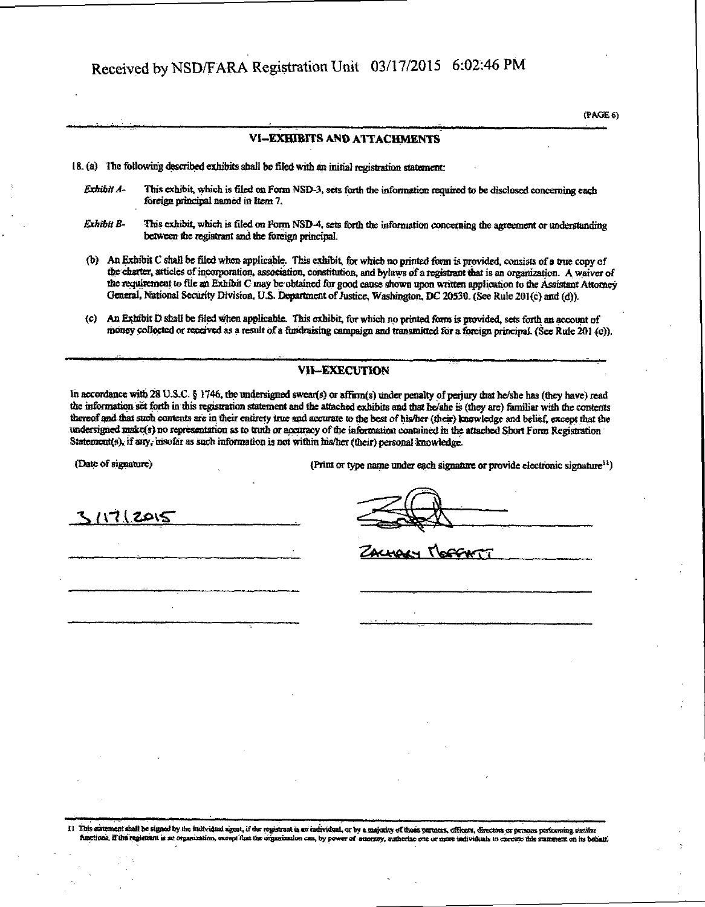Received by NSD/FARA Registration Unit 03/17/2015 6:02:46 PM

(PAGE 6)

## VI—EXHIBITS AND ATTACHMENTS

18. (a) The following described exhibits shall be filed with an initial registration statement:

*Exhibit A-* This exhibit, which is filed on Form NSD-3, sets forth the information required to be disclosed concerning each foreign principal named in Item 7.

*Exhibit B-* This exhibit, which is filed on Form NSD-4, sets forth the information concerning the agreement or understanding between the registrant and the foreign principal.

(b) An Exhibit C shall be filed when applicable. This exhibit, for which no printed form is provided, consists of a true copy of the charter, articles of incorporation, association, constitution, and bylaws of a registrant that is an organization. A waiver of the requirement to file an Exhibit C may be obtained for good cause shown upon written application to the Assistant Attorney General, National Security Division, U.S. Department of Justice, Washington, DC 20530. (See Rule 201(c) and (d)).

(c) An Exhibit D shall be filed when applicable. This exhibit, for which no printed form is provided, sets forth an account of money collected or received as a result of a fundraising campaign and transmitted for a foreign principal. (See Rule 201 (e)).

## VII—EXECUTION

In accordance with 28 U.S.C. § 1746, the undersigned swear(s) or affirm(s) under penalty of perjury that he/she has (they have) read the information set forth in this registration statement and the attached exhibits and that he/she is (they are) familiar with the contents thereof and that such contents are in their entirety true and accurate to the best of his/her (their) knowledge and belief, except that the undersigned make(s) no representation as to truth or accuracy of the information contained in the attached Short Form Registration Statement(s), if any, insofar as such information is not within his/her (their) personal knowledge.

| (Date of signature) | (Print or type name under each signature or provide electronic signature[11]) |
|---|---|
| 3/17/2015 | [Signature] ZACHARY MOFFATT |
| | |
| | |
| | |

11 This statement shall be signed by the individual agent, if the registrant is an individual, or by a majority of those partners, officers, directors or persons performing similar functions, if the registrant is an organization, except that the organization can, by power of attorney, authorize one or more individuals to execute this statement on its behalf.